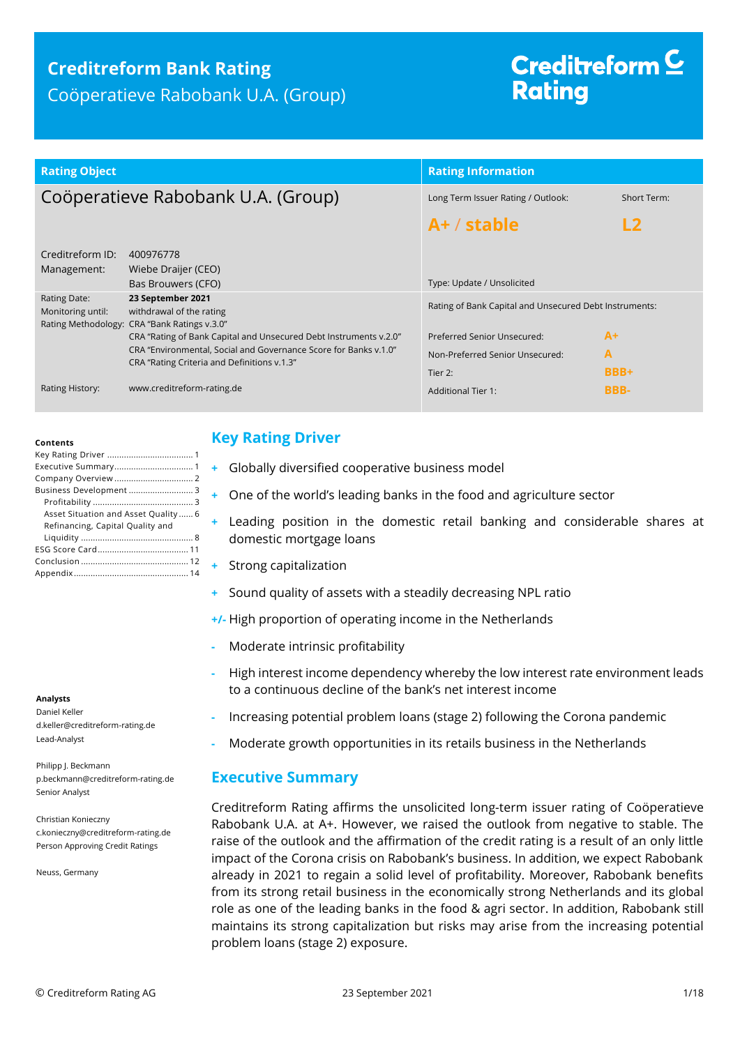# Creditreform Bank Rating

Coöperatieve Rabobank U.A. (Group)

Creditreform Rating

| Rating Object | | Rating Information | |
|---|---|---|---|
| Coöperatieve Rabobank U.A. (Group) | | Long Term Issuer Rating / Outlook: | Short Term: |
| | | **A+ / stable** | **L2** |
| Creditreform ID: | 400976778 | | |
| Management: | Wiebe Draijer (CEO)<br>Bas Brouwers (CFO) | Type: Update / Unsolicited | |
| Rating Date: | **23 September 2021** | Rating of Bank Capital and Unsecured Debt Instruments: | |
| Monitoring until: | withdrawal of the rating | | |
| Rating Methodology: | CRA "Bank Ratings v.3.0"<br>CRA "Rating of Bank Capital and Unsecured Debt Instruments v.2.0"<br>CRA "Environmental, Social and Governance Score for Banks v.1.0"<br>CRA "Rating Criteria and Definitions v.1.3" | Preferred Senior Unsecured: | A+ |
| | | Non-Preferred Senior Unsecured: | A |
| | | Tier 2: | BBB+ |
| Rating History: | www.creditreform-rating.de | Additional Tier 1: | BBB- |

**Contents**

- Key Rating Driver ........ 1
- Executive Summary ........ 1
- Company Overview ........ 2
- Business Development ........ 3
  - Profitability ........ 3
  - Asset Situation and Asset Quality ........ 6
  - Refinancing, Capital Quality and Liquidity ........ 8
- ESG Score Card ........ 11
- Conclusion ........ 12
- Appendix ........ 14

**Analysts**

Daniel Keller
d.keller@creditreform-rating.de
Lead-Analyst

Philipp J. Beckmann
p.beckmann@creditreform-rating.de
Senior Analyst

Christian Konieczny
c.konieczny@creditreform-rating.de
Person Approving Credit Ratings

Neuss, Germany

## Key Rating Driver

- \+ Globally diversified cooperative business model
- \+ One of the world's leading banks in the food and agriculture sector
- \+ Leading position in the domestic retail banking and considerable shares at domestic mortgage loans
- \+ Strong capitalization
- \+ Sound quality of assets with a steadily decreasing NPL ratio
- +/- High proportion of operating income in the Netherlands
- \- Moderate intrinsic profitability
- \- High interest income dependency whereby the low interest rate environment leads to a continuous decline of the bank's net interest income
- \- Increasing potential problem loans (stage 2) following the Corona pandemic
- \- Moderate growth opportunities in its retails business in the Netherlands

## Executive Summary

Creditreform Rating affirms the unsolicited long-term issuer rating of Coöperatieve Rabobank U.A. at A+. However, we raised the outlook from negative to stable. The raise of the outlook and the affirmation of the credit rating is a result of an only little impact of the Corona crisis on Rabobank's business. In addition, we expect Rabobank already in 2021 to regain a solid level of profitability. Moreover, Rabobank benefits from its strong retail business in the economically strong Netherlands and its global role as one of the leading banks in the food & agri sector. In addition, Rabobank still maintains its strong capitalization but risks may arise from the increasing potential problem loans (stage 2) exposure.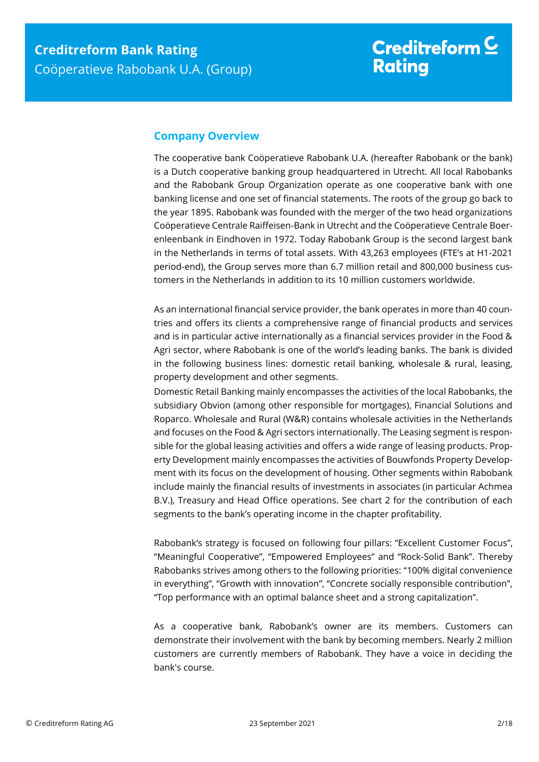## Company Overview

The cooperative bank Coöperatieve Rabobank U.A. (hereafter Rabobank or the bank) is a Dutch cooperative banking group headquartered in Utrecht. All local Rabobanks and the Rabobank Group Organization operate as one cooperative bank with one banking license and one set of financial statements. The roots of the group go back to the year 1895. Rabobank was founded with the merger of the two head organizations Coöperatieve Centrale Raiffeisen-Bank in Utrecht and the Coöperatieve Centrale Boerenleenbank in Eindhoven in 1972. Today Rabobank Group is the second largest bank in the Netherlands in terms of total assets. With 43,263 employees (FTE's at H1-2021 period-end), the Group serves more than 6.7 million retail and 800,000 business customers in the Netherlands in addition to its 10 million customers worldwide.

As an international financial service provider, the bank operates in more than 40 countries and offers its clients a comprehensive range of financial products and services and is in particular active internationally as a financial services provider in the Food & Agri sector, where Rabobank is one of the world's leading banks. The bank is divided in the following business lines: domestic retail banking, wholesale & rural, leasing, property development and other segments.

Domestic Retail Banking mainly encompasses the activities of the local Rabobanks, the subsidiary Obvion (among other responsible for mortgages), Financial Solutions and Roparco. Wholesale and Rural (W&R) contains wholesale activities in the Netherlands and focuses on the Food & Agri sectors internationally. The Leasing segment is responsible for the global leasing activities and offers a wide range of leasing products. Property Development mainly encompasses the activities of Bouwfonds Property Development with its focus on the development of housing. Other segments within Rabobank include mainly the financial results of investments in associates (in particular Achmea B.V.), Treasury and Head Office operations. See chart 2 for the contribution of each segments to the bank's operating income in the chapter profitability.

Rabobank's strategy is focused on following four pillars: "Excellent Customer Focus", "Meaningful Cooperative", "Empowered Employees" and "Rock-Solid Bank". Thereby Rabobanks strives among others to the following priorities: "100% digital convenience in everything", "Growth with innovation", "Concrete socially responsible contribution", "Top performance with an optimal balance sheet and a strong capitalization".

As a cooperative bank, Rabobank's owner are its members. Customers can demonstrate their involvement with the bank by becoming members. Nearly 2 million customers are currently members of Rabobank. They have a voice in deciding the bank's course.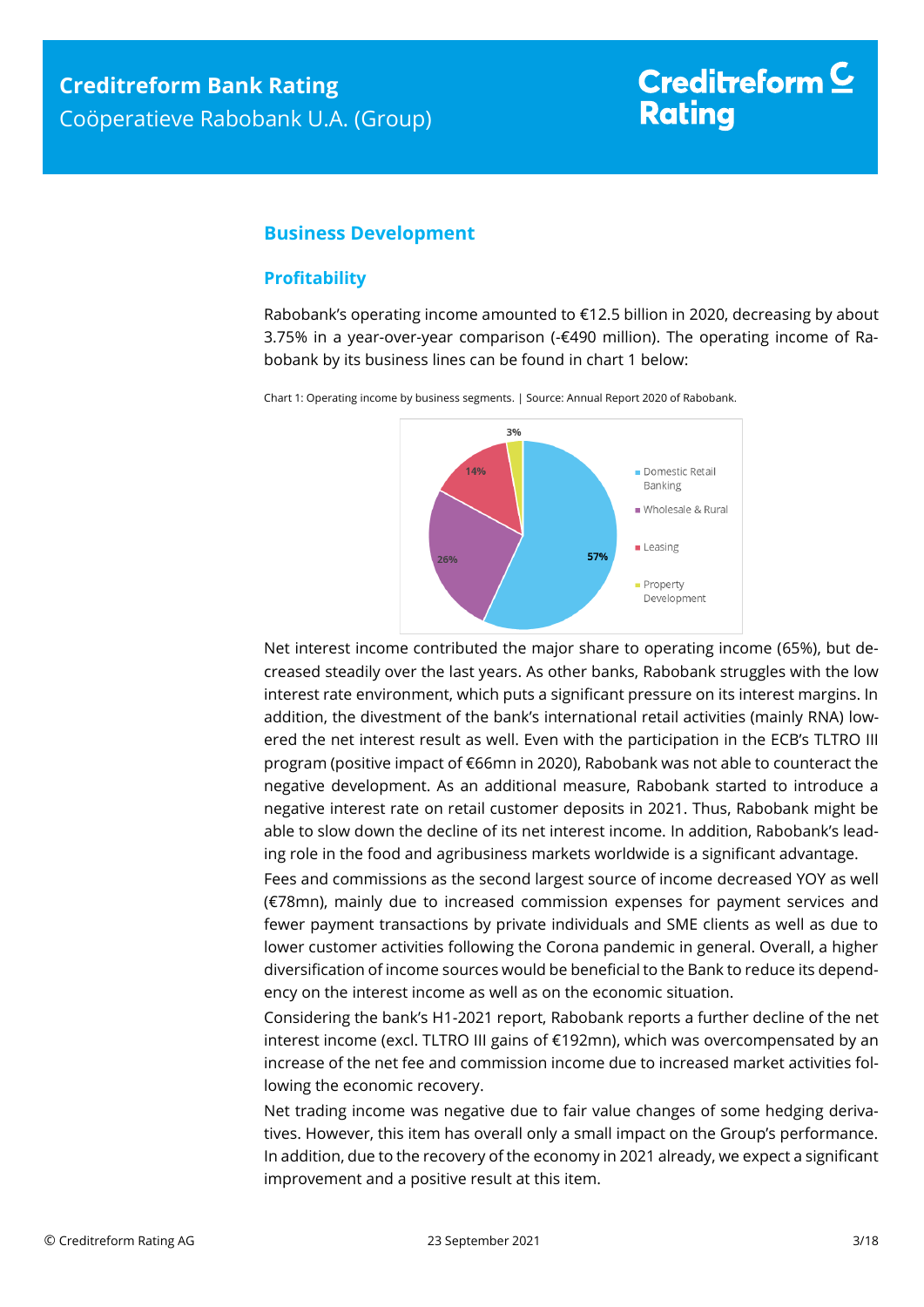## Business Development

### Profitability

Rabobank's operating income amounted to €12.5 billion in 2020, decreasing by about 3.75% in a year-over-year comparison (-€490 million). The operating income of Rabobank by its business lines can be found in chart 1 below:

Chart 1: Operating income by business segments. | Source: Annual Report 2020 of Rabobank.

| Segment | Share |
|---|---|
| Domestic Retail Banking | 57% |
| Wholesale & Rural | 26% |
| Leasing | 14% |
| Property Development | 3% |

Net interest income contributed the major share to operating income (65%), but decreased steadily over the last years. As other banks, Rabobank struggles with the low interest rate environment, which puts a significant pressure on its interest margins. In addition, the divestment of the bank's international retail activities (mainly RNA) lowered the net interest result as well. Even with the participation in the ECB's TLTRO III program (positive impact of €66mn in 2020), Rabobank was not able to counteract the negative development. As an additional measure, Rabobank started to introduce a negative interest rate on retail customer deposits in 2021. Thus, Rabobank might be able to slow down the decline of its net interest income. In addition, Rabobank's leading role in the food and agribusiness markets worldwide is a significant advantage.

Fees and commissions as the second largest source of income decreased YOY as well (€78mn), mainly due to increased commission expenses for payment services and fewer payment transactions by private individuals and SME clients as well as due to lower customer activities following the Corona pandemic in general. Overall, a higher diversification of income sources would be beneficial to the Bank to reduce its dependency on the interest income as well as on the economic situation.

Considering the bank's H1-2021 report, Rabobank reports a further decline of the net interest income (excl. TLTRO III gains of €192mn), which was overcompensated by an increase of the net fee and commission income due to increased market activities following the economic recovery.

Net trading income was negative due to fair value changes of some hedging derivatives. However, this item has overall only a small impact on the Group's performance. In addition, due to the recovery of the economy in 2021 already, we expect a significant improvement and a positive result at this item.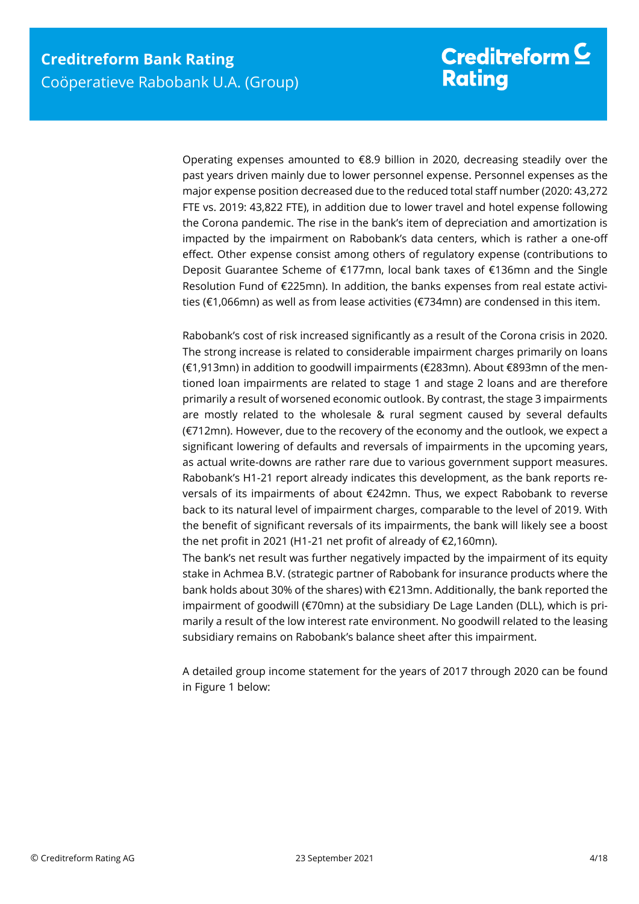Operating expenses amounted to €8.9 billion in 2020, decreasing steadily over the past years driven mainly due to lower personnel expense. Personnel expenses as the major expense position decreased due to the reduced total staff number (2020: 43,272 FTE vs. 2019: 43,822 FTE), in addition due to lower travel and hotel expense following the Corona pandemic. The rise in the bank's item of depreciation and amortization is impacted by the impairment on Rabobank's data centers, which is rather a one-off effect. Other expense consist among others of regulatory expense (contributions to Deposit Guarantee Scheme of €177mn, local bank taxes of €136mn and the Single Resolution Fund of €225mn). In addition, the banks expenses from real estate activities (€1,066mn) as well as from lease activities (€734mn) are condensed in this item.

Rabobank's cost of risk increased significantly as a result of the Corona crisis in 2020. The strong increase is related to considerable impairment charges primarily on loans (€1,913mn) in addition to goodwill impairments (€283mn). About €893mn of the mentioned loan impairments are related to stage 1 and stage 2 loans and are therefore primarily a result of worsened economic outlook. By contrast, the stage 3 impairments are mostly related to the wholesale & rural segment caused by several defaults (€712mn). However, due to the recovery of the economy and the outlook, we expect a significant lowering of defaults and reversals of impairments in the upcoming years, as actual write-downs are rather rare due to various government support measures. Rabobank's H1-21 report already indicates this development, as the bank reports reversals of its impairments of about €242mn. Thus, we expect Rabobank to reverse back to its natural level of impairment charges, comparable to the level of 2019. With the benefit of significant reversals of its impairments, the bank will likely see a boost the net profit in 2021 (H1-21 net profit of already of €2,160mn).

The bank's net result was further negatively impacted by the impairment of its equity stake in Achmea B.V. (strategic partner of Rabobank for insurance products where the bank holds about 30% of the shares) with €213mn. Additionally, the bank reported the impairment of goodwill (€70mn) at the subsidiary De Lage Landen (DLL), which is primarily a result of the low interest rate environment. No goodwill related to the leasing subsidiary remains on Rabobank's balance sheet after this impairment.

A detailed group income statement for the years of 2017 through 2020 can be found in Figure 1 below: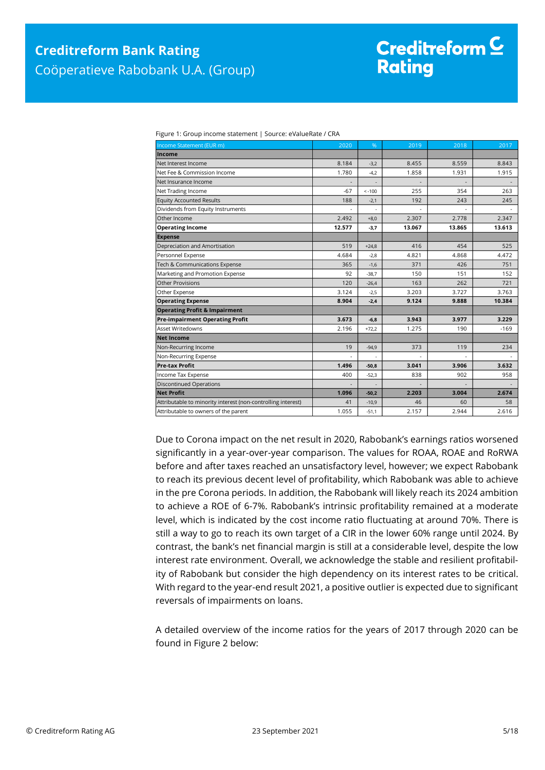Figure 1: Group income statement | Source: eValueRate / CRA

| Income Statement (EUR m) | 2020 | % | 2019 | 2018 | 2017 |
|---|---|---|---|---|---|
| **Income** | | | | | |
| Net Interest Income | 8.184 | -3,2 | 8.455 | 8.559 | 8.843 |
| Net Fee & Commission Income | 1.780 | -4,2 | 1.858 | 1.931 | 1.915 |
| Net Insurance Income | - | - | - | - | - |
| Net Trading Income | -67 | < -100 | 255 | 354 | 263 |
| Equity Accounted Results | 188 | -2,1 | 192 | 243 | 245 |
| Dividends from Equity Instruments | - | - | - | - | - |
| Other Income | 2.492 | +8,0 | 2.307 | 2.778 | 2.347 |
| **Operating Income** | **12.577** | **-3,7** | **13.067** | **13.865** | **13.613** |
| **Expense** | | | | | |
| Depreciation and Amortisation | 519 | +24,8 | 416 | 454 | 525 |
| Personnel Expense | 4.684 | -2,8 | 4.821 | 4.868 | 4.472 |
| Tech & Communications Expense | 365 | -1,6 | 371 | 426 | 751 |
| Marketing and Promotion Expense | 92 | -38,7 | 150 | 151 | 152 |
| Other Provisions | 120 | -26,4 | 163 | 262 | 721 |
| Other Expense | 3.124 | -2,5 | 3.203 | 3.727 | 3.763 |
| **Operating Expense** | **8.904** | **-2,4** | **9.124** | **9.888** | **10.384** |
| **Operating Profit & Impairment** | | | | | |
| **Pre-impairment Operating Profit** | **3.673** | **-6,8** | **3.943** | **3.977** | **3.229** |
| Asset Writedowns | 2.196 | +72,2 | 1.275 | 190 | -169 |
| **Net Income** | | | | | |
| Non-Recurring Income | 19 | -94,9 | 373 | 119 | 234 |
| Non-Recurring Expense | - | - | - | - | - |
| **Pre-tax Profit** | **1.496** | **-50,8** | **3.041** | **3.906** | **3.632** |
| Income Tax Expense | 400 | -52,3 | 838 | 902 | 958 |
| Discontinued Operations | - | - | - | - | - |
| **Net Profit** | **1.096** | **-50,2** | **2.203** | **3.004** | **2.674** |
| Attributable to minority interest (non-controlling interest) | 41 | -10,9 | 46 | 60 | 58 |
| Attributable to owners of the parent | 1.055 | -51,1 | 2.157 | 2.944 | 2.616 |

Due to Corona impact on the net result in 2020, Rabobank's earnings ratios worsened significantly in a year-over-year comparison. The values for ROAA, ROAE and RoRWA before and after taxes reached an unsatisfactory level, however; we expect Rabobank to reach its previous decent level of profitability, which Rabobank was able to achieve in the pre Corona periods. In addition, the Rabobank will likely reach its 2024 ambition to achieve a ROE of 6-7%. Rabobank's intrinsic profitability remained at a moderate level, which is indicated by the cost income ratio fluctuating at around 70%. There is still a way to go to reach its own target of a CIR in the lower 60% range until 2024. By contrast, the bank's net financial margin is still at a considerable level, despite the low interest rate environment. Overall, we acknowledge the stable and resilient profitability of Rabobank but consider the high dependency on its interest rates to be critical. With regard to the year-end result 2021, a positive outlier is expected due to significant reversals of impairments on loans.

A detailed overview of the income ratios for the years of 2017 through 2020 can be found in Figure 2 below: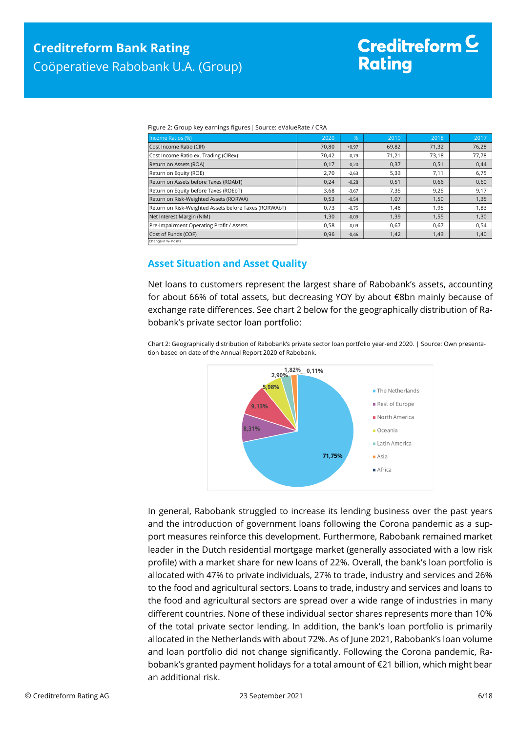Figure 2: Group key earnings figures| Source: eValueRate / CRA

| Income Ratios (%) | 2020 | % | 2019 | 2018 | 2017 |
|---|---|---|---|---|---|
| Cost Income Ratio (CIR) | 70,80 | +0,97 | 69,82 | 71,32 | 76,28 |
| Cost Income Ratio ex. Trading (CIRex) | 70,42 | -0,79 | 71,21 | 73,18 | 77,78 |
| Return on Assets (ROA) | 0,17 | -0,20 | 0,37 | 0,51 | 0,44 |
| Return on Equity (ROE) | 2,70 | -2,63 | 5,33 | 7,11 | 6,75 |
| Return on Assets before Taxes (ROAbT) | 0,24 | -0,28 | 0,51 | 0,66 | 0,60 |
| Return on Equity before Taxes (ROEbT) | 3,68 | -3,67 | 7,35 | 9,25 | 9,17 |
| Return on Risk-Weighted Assets (RORWA) | 0,53 | -0,54 | 1,07 | 1,50 | 1,35 |
| Return on Risk-Weighted Assets before Taxes (RORWAbT) | 0,73 | -0,75 | 1,48 | 1,95 | 1,83 |
| Net Interest Margin (NIM) | 1,30 | -0,09 | 1,39 | 1,55 | 1,30 |
| Pre-Impairment Operating Profit / Assets | 0,58 | -0,09 | 0,67 | 0,67 | 0,54 |
| Cost of Funds (COF) | 0,96 | -0,46 | 1,42 | 1,43 | 1,40 |

Change in %- Points

## Asset Situation and Asset Quality

Net loans to customers represent the largest share of Rabobank's assets, accounting for about 66% of total assets, but decreasing YOY by about €8bn mainly because of exchange rate differences. See chart 2 below for the geographically distribution of Rabobank's private sector loan portfolio:

Chart 2: Geographically distribution of Rabobank's private sector loan portfolio year-end 2020. | Source: Own presentation based on date of the Annual Report 2020 of Rabobank.

| Region | Share |
|---|---|
| The Netherlands | 71,75% |
| Rest of Europe | 8,31% |
| North America | 9,13% |
| Oceania | 5,98% |
| Latin America | 2,90% |
| Asia | 1,82% |
| Africa | 0,11% |

In general, Rabobank struggled to increase its lending business over the past years and the introduction of government loans following the Corona pandemic as a support measures reinforce this development. Furthermore, Rabobank remained market leader in the Dutch residential mortgage market (generally associated with a low risk profile) with a market share for new loans of 22%. Overall, the bank's loan portfolio is allocated with 47% to private individuals, 27% to trade, industry and services and 26% to the food and agricultural sectors. Loans to trade, industry and services and loans to the food and agricultural sectors are spread over a wide range of industries in many different countries. None of these individual sector shares represents more than 10% of the total private sector lending. In addition, the bank's loan portfolio is primarily allocated in the Netherlands with about 72%. As of June 2021, Rabobank's loan volume and loan portfolio did not change significantly. Following the Corona pandemic, Rabobank's granted payment holidays for a total amount of €21 billion, which might bear an additional risk.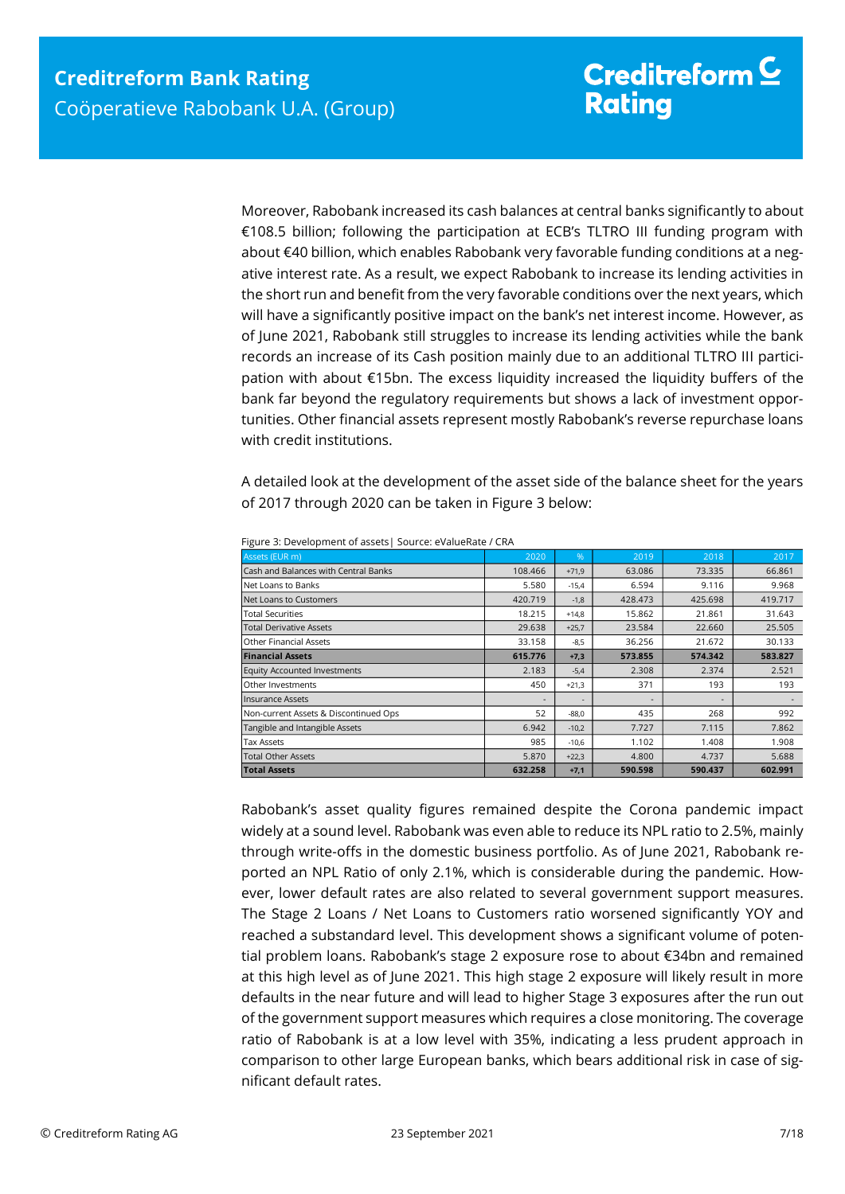Moreover, Rabobank increased its cash balances at central banks significantly to about €108.5 billion; following the participation at ECB's TLTRO III funding program with about €40 billion, which enables Rabobank very favorable funding conditions at a negative interest rate. As a result, we expect Rabobank to increase its lending activities in the short run and benefit from the very favorable conditions over the next years, which will have a significantly positive impact on the bank's net interest income. However, as of June 2021, Rabobank still struggles to increase its lending activities while the bank records an increase of its Cash position mainly due to an additional TLTRO III participation with about €15bn. The excess liquidity increased the liquidity buffers of the bank far beyond the regulatory requirements but shows a lack of investment opportunities. Other financial assets represent mostly Rabobank's reverse repurchase loans with credit institutions.

A detailed look at the development of the asset side of the balance sheet for the years of 2017 through 2020 can be taken in Figure 3 below:

Figure 3: Development of assets| Source: eValueRate / CRA

| Assets (EUR m) | 2020 | % | 2019 | 2018 | 2017 |
|---|---|---|---|---|---|
| Cash and Balances with Central Banks | 108.466 | +71,9 | 63.086 | 73.335 | 66.861 |
| Net Loans to Banks | 5.580 | -15,4 | 6.594 | 9.116 | 9.968 |
| Net Loans to Customers | 420.719 | -1,8 | 428.473 | 425.698 | 419.717 |
| Total Securities | 18.215 | +14,8 | 15.862 | 21.861 | 31.643 |
| Total Derivative Assets | 29.638 | +25,7 | 23.584 | 22.660 | 25.505 |
| Other Financial Assets | 33.158 | -8,5 | 36.256 | 21.672 | 30.133 |
| **Financial Assets** | **615.776** | **+7,3** | **573.855** | **574.342** | **583.827** |
| Equity Accounted Investments | 2.183 | -5,4 | 2.308 | 2.374 | 2.521 |
| Other Investments | 450 | +21,3 | 371 | 193 | 193 |
| Insurance Assets | - | - | - | - | - |
| Non-current Assets & Discontinued Ops | 52 | -88,0 | 435 | 268 | 992 |
| Tangible and Intangible Assets | 6.942 | -10,2 | 7.727 | 7.115 | 7.862 |
| Tax Assets | 985 | -10,6 | 1.102 | 1.408 | 1.908 |
| Total Other Assets | 5.870 | +22,3 | 4.800 | 4.737 | 5.688 |
| **Total Assets** | **632.258** | **+7,1** | **590.598** | **590.437** | **602.991** |

Rabobank's asset quality figures remained despite the Corona pandemic impact widely at a sound level. Rabobank was even able to reduce its NPL ratio to 2.5%, mainly through write-offs in the domestic business portfolio. As of June 2021, Rabobank reported an NPL Ratio of only 2.1%, which is considerable during the pandemic. However, lower default rates are also related to several government support measures. The Stage 2 Loans / Net Loans to Customers ratio worsened significantly YOY and reached a substandard level. This development shows a significant volume of potential problem loans. Rabobank's stage 2 exposure rose to about €34bn and remained at this high level as of June 2021. This high stage 2 exposure will likely result in more defaults in the near future and will lead to higher Stage 3 exposures after the run out of the government support measures which requires a close monitoring. The coverage ratio of Rabobank is at a low level with 35%, indicating a less prudent approach in comparison to other large European banks, which bears additional risk in case of significant default rates.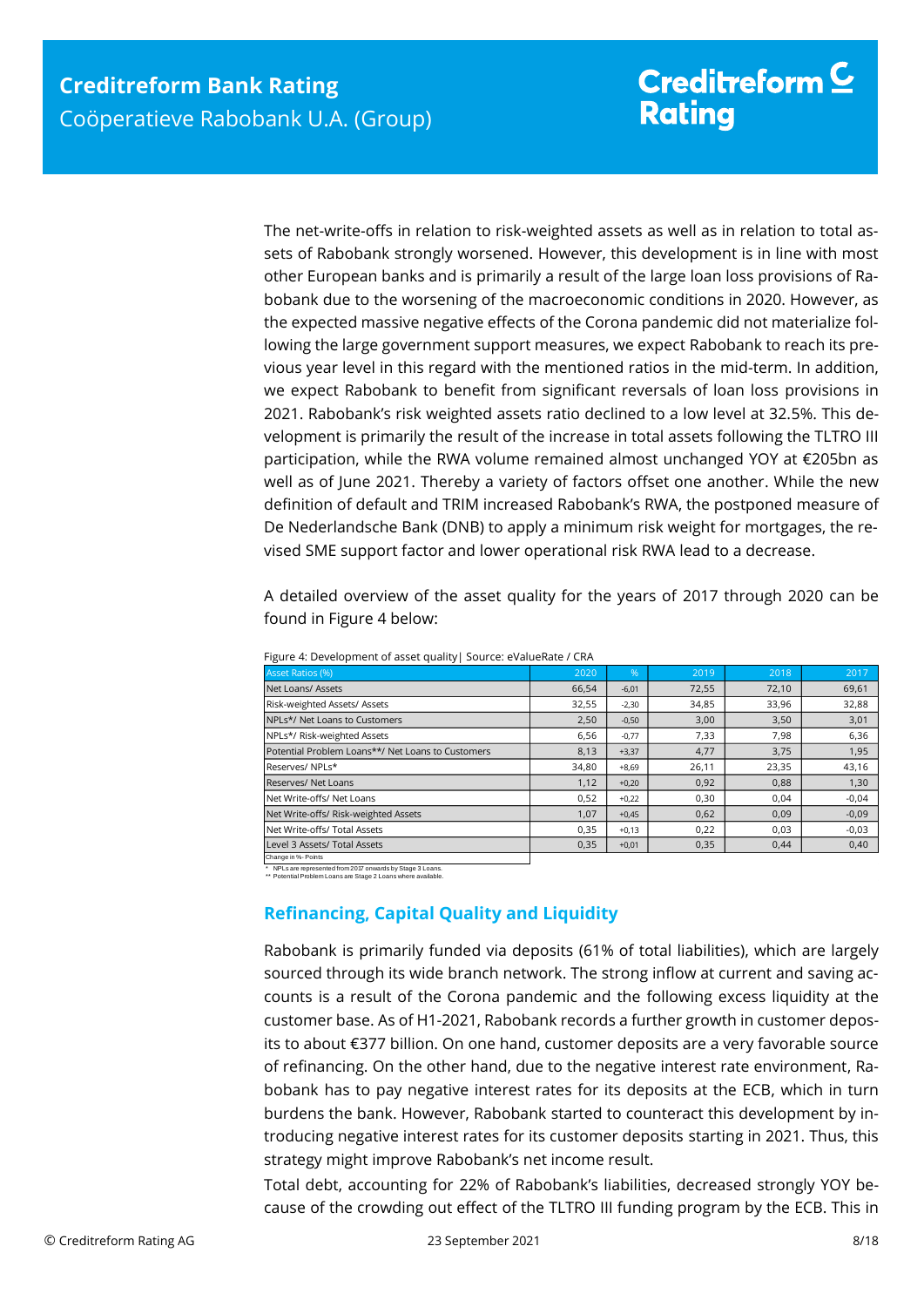The net-write-offs in relation to risk-weighted assets as well as in relation to total assets of Rabobank strongly worsened. However, this development is in line with most other European banks and is primarily a result of the large loan loss provisions of Rabobank due to the worsening of the macroeconomic conditions in 2020. However, as the expected massive negative effects of the Corona pandemic did not materialize following the large government support measures, we expect Rabobank to reach its previous year level in this regard with the mentioned ratios in the mid-term. In addition, we expect Rabobank to benefit from significant reversals of loan loss provisions in 2021. Rabobank's risk weighted assets ratio declined to a low level at 32.5%. This development is primarily the result of the increase in total assets following the TLTRO III participation, while the RWA volume remained almost unchanged YOY at €205bn as well as of June 2021. Thereby a variety of factors offset one another. While the new definition of default and TRIM increased Rabobank's RWA, the postponed measure of De Nederlandsche Bank (DNB) to apply a minimum risk weight for mortgages, the revised SME support factor and lower operational risk RWA lead to a decrease.

A detailed overview of the asset quality for the years of 2017 through 2020 can be found in Figure 4 below:

Figure 4: Development of asset quality| Source: eValueRate / CRA

| Asset Ratios (%) | 2020 | % | 2019 | 2018 | 2017 |
|---|---|---|---|---|---|
| Net Loans/ Assets | 66,54 | -6,01 | 72,55 | 72,10 | 69,61 |
| Risk-weighted Assets/ Assets | 32,55 | -2,30 | 34,85 | 33,96 | 32,88 |
| NPLs*/ Net Loans to Customers | 2,50 | -0,50 | 3,00 | 3,50 | 3,01 |
| NPLs*/ Risk-weighted Assets | 6,56 | -0,77 | 7,33 | 7,98 | 6,36 |
| Potential Problem Loans**/ Net Loans to Customers | 8,13 | +3,37 | 4,77 | 3,75 | 1,95 |
| Reserves/ NPLs* | 34,80 | +8,69 | 26,11 | 23,35 | 43,16 |
| Reserves/ Net Loans | 1,12 | +0,20 | 0,92 | 0,88 | 1,30 |
| Net Write-offs/ Net Loans | 0,52 | +0,22 | 0,30 | 0,04 | -0,04 |
| Net Write-offs/ Risk-weighted Assets | 1,07 | +0,45 | 0,62 | 0,09 | -0,09 |
| Net Write-offs/ Total Assets | 0,35 | +0,13 | 0,22 | 0,03 | -0,03 |
| Level 3 Assets/ Total Assets | 0,35 | +0,01 | 0,35 | 0,44 | 0,40 |

Change in %- Points

* NPLs are represented from 2017 onwards by Stage 3 Loans.
** Potential Problem Loans are Stage 2 Loans where available.

## Refinancing, Capital Quality and Liquidity

Rabobank is primarily funded via deposits (61% of total liabilities), which are largely sourced through its wide branch network. The strong inflow at current and saving accounts is a result of the Corona pandemic and the following excess liquidity at the customer base. As of H1-2021, Rabobank records a further growth in customer deposits to about €377 billion. On one hand, customer deposits are a very favorable source of refinancing. On the other hand, due to the negative interest rate environment, Rabobank has to pay negative interest rates for its deposits at the ECB, which in turn burdens the bank. However, Rabobank started to counteract this development by introducing negative interest rates for its customer deposits starting in 2021. Thus, this strategy might improve Rabobank's net income result.

Total debt, accounting for 22% of Rabobank's liabilities, decreased strongly YOY because of the crowding out effect of the TLTRO III funding program by the ECB. This in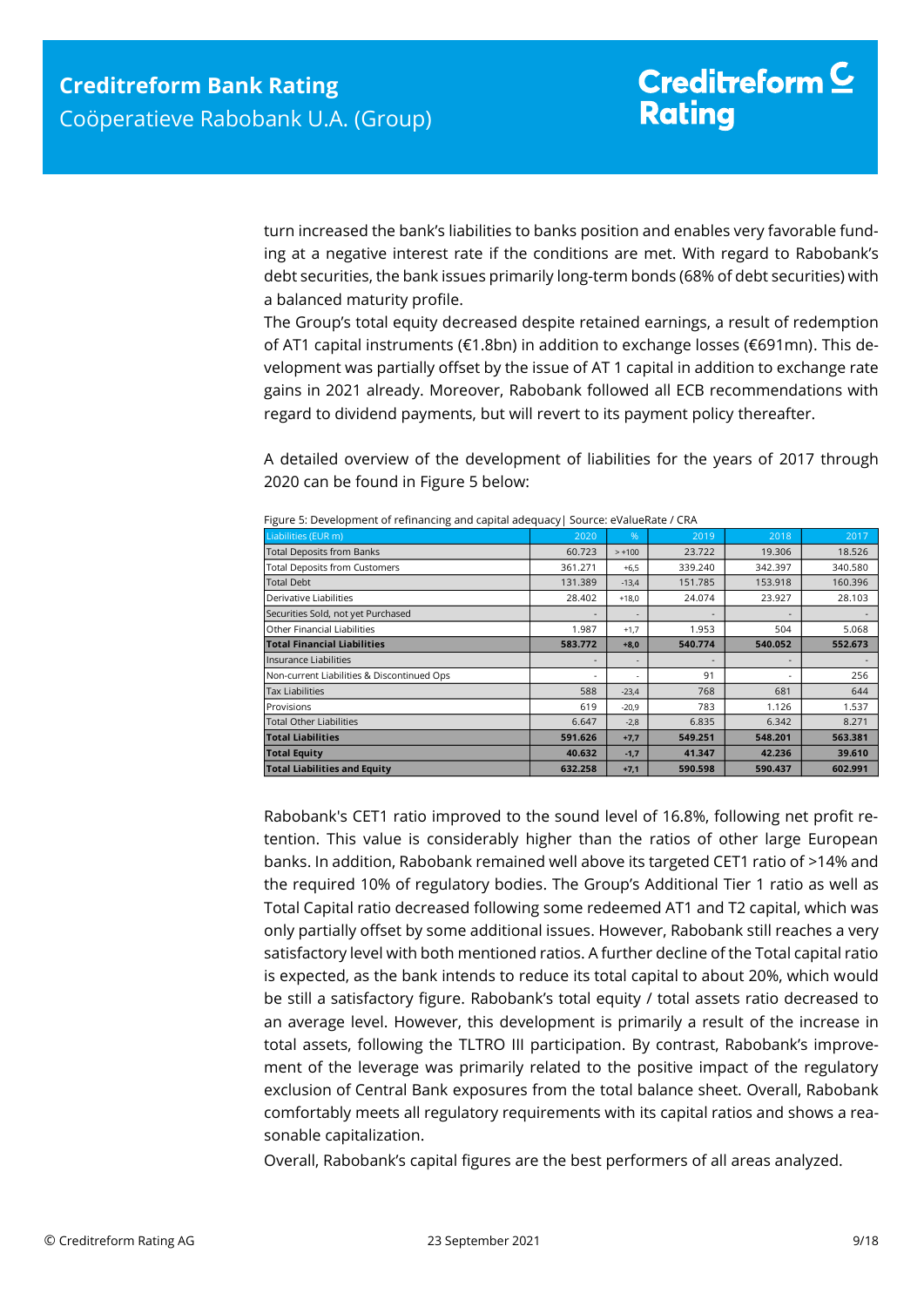turn increased the bank's liabilities to banks position and enables very favorable funding at a negative interest rate if the conditions are met. With regard to Rabobank's debt securities, the bank issues primarily long-term bonds (68% of debt securities) with a balanced maturity profile.

The Group's total equity decreased despite retained earnings, a result of redemption of AT1 capital instruments (€1.8bn) in addition to exchange losses (€691mn). This development was partially offset by the issue of AT 1 capital in addition to exchange rate gains in 2021 already. Moreover, Rabobank followed all ECB recommendations with regard to dividend payments, but will revert to its payment policy thereafter.

A detailed overview of the development of liabilities for the years of 2017 through 2020 can be found in Figure 5 below:

Figure 5: Development of refinancing and capital adequacy| Source: eValueRate / CRA

| Liabilities (EUR m) | 2020 | % | 2019 | 2018 | 2017 |
|---|---|---|---|---|---|
| Total Deposits from Banks | 60.723 | > +100 | 23.722 | 19.306 | 18.526 |
| Total Deposits from Customers | 361.271 | +6,5 | 339.240 | 342.397 | 340.580 |
| Total Debt | 131.389 | -13,4 | 151.785 | 153.918 | 160.396 |
| Derivative Liabilities | 28.402 | +18,0 | 24.074 | 23.927 | 28.103 |
| Securities Sold, not yet Purchased | - | - | - | - | - |
| Other Financial Liabilities | 1.987 | +1,7 | 1.953 | 504 | 5.068 |
| **Total Financial Liabilities** | **583.772** | **+8,0** | **540.774** | **540.052** | **552.673** |
| Insurance Liabilities | - | - | - | - | - |
| Non-current Liabilities & Discontinued Ops | - | - | 91 | - | 256 |
| Tax Liabilities | 588 | -23,4 | 768 | 681 | 644 |
| Provisions | 619 | -20,9 | 783 | 1.126 | 1.537 |
| Total Other Liabilities | 6.647 | -2,8 | 6.835 | 6.342 | 8.271 |
| **Total Liabilities** | **591.626** | **+7,7** | **549.251** | **548.201** | **563.381** |
| **Total Equity** | **40.632** | **-1,7** | **41.347** | **42.236** | **39.610** |
| **Total Liabilities and Equity** | **632.258** | **+7,1** | **590.598** | **590.437** | **602.991** |

Rabobank's CET1 ratio improved to the sound level of 16.8%, following net profit retention. This value is considerably higher than the ratios of other large European banks. In addition, Rabobank remained well above its targeted CET1 ratio of >14% and the required 10% of regulatory bodies. The Group's Additional Tier 1 ratio as well as Total Capital ratio decreased following some redeemed AT1 and T2 capital, which was only partially offset by some additional issues. However, Rabobank still reaches a very satisfactory level with both mentioned ratios. A further decline of the Total capital ratio is expected, as the bank intends to reduce its total capital to about 20%, which would be still a satisfactory figure. Rabobank's total equity / total assets ratio decreased to an average level. However, this development is primarily a result of the increase in total assets, following the TLTRO III participation. By contrast, Rabobank's improvement of the leverage was primarily related to the positive impact of the regulatory exclusion of Central Bank exposures from the total balance sheet. Overall, Rabobank comfortably meets all regulatory requirements with its capital ratios and shows a reasonable capitalization.

Overall, Rabobank's capital figures are the best performers of all areas analyzed.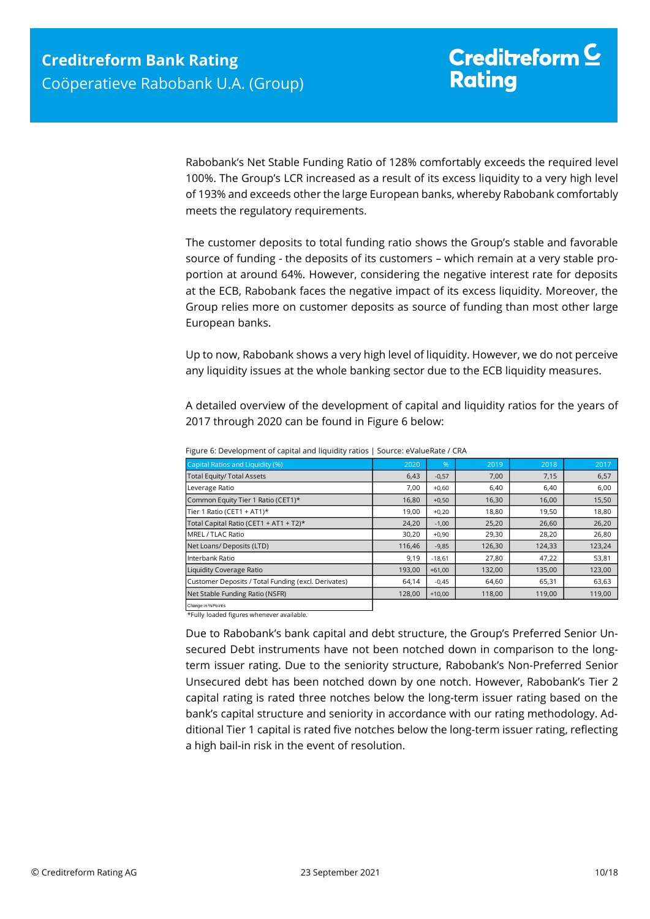Rabobank's Net Stable Funding Ratio of 128% comfortably exceeds the required level 100%. The Group's LCR increased as a result of its excess liquidity to a very high level of 193% and exceeds other the large European banks, whereby Rabobank comfortably meets the regulatory requirements.

The customer deposits to total funding ratio shows the Group's stable and favorable source of funding - the deposits of its customers – which remain at a very stable proportion at around 64%. However, considering the negative interest rate for deposits at the ECB, Rabobank faces the negative impact of its excess liquidity. Moreover, the Group relies more on customer deposits as source of funding than most other large European banks.

Up to now, Rabobank shows a very high level of liquidity. However, we do not perceive any liquidity issues at the whole banking sector due to the ECB liquidity measures.

A detailed overview of the development of capital and liquidity ratios for the years of 2017 through 2020 can be found in Figure 6 below:

Figure 6: Development of capital and liquidity ratios | Source: eValueRate / CRA

| Capital Ratios and Liquidity (%) | 2020 | % | 2019 | 2018 | 2017 |
|---|---|---|---|---|---|
| Total Equity/ Total Assets | 6,43 | -0,57 | 7,00 | 7,15 | 6,57 |
| Leverage Ratio | 7,00 | +0,60 | 6,40 | 6,40 | 6,00 |
| Common Equity Tier 1 Ratio (CET1)* | 16,80 | +0,50 | 16,30 | 16,00 | 15,50 |
| Tier 1 Ratio (CET1 + AT1)* | 19,00 | +0,20 | 18,80 | 19,50 | 18,80 |
| Total Capital Ratio (CET1 + AT1 + T2)* | 24,20 | -1,00 | 25,20 | 26,60 | 26,20 |
| MREL / TLAC Ratio | 30,20 | +0,90 | 29,30 | 28,20 | 26,80 |
| Net Loans/ Deposits (LTD) | 116,46 | -9,85 | 126,30 | 124,33 | 123,24 |
| Interbank Ratio | 9,19 | -18,61 | 27,80 | 47,22 | 53,81 |
| Liquidity Coverage Ratio | 193,00 | +61,00 | 132,00 | 135,00 | 123,00 |
| Customer Deposits / Total Funding (excl. Derivates) | 64,14 | -0,45 | 64,60 | 65,31 | 63,63 |
| Net Stable Funding Ratio (NSFR) | 128,00 | +10,00 | 118,00 | 119,00 | 119,00 |
| Change in %Points | | | | | |

*Fully loaded figures whenever available.

Due to Rabobank's bank capital and debt structure, the Group's Preferred Senior Unsecured Debt instruments have not been notched down in comparison to the long-term issuer rating. Due to the seniority structure, Rabobank's Non-Preferred Senior Unsecured debt has been notched down by one notch. However, Rabobank's Tier 2 capital rating is rated three notches below the long-term issuer rating based on the bank's capital structure and seniority in accordance with our rating methodology. Additional Tier 1 capital is rated five notches below the long-term issuer rating, reflecting a high bail-in risk in the event of resolution.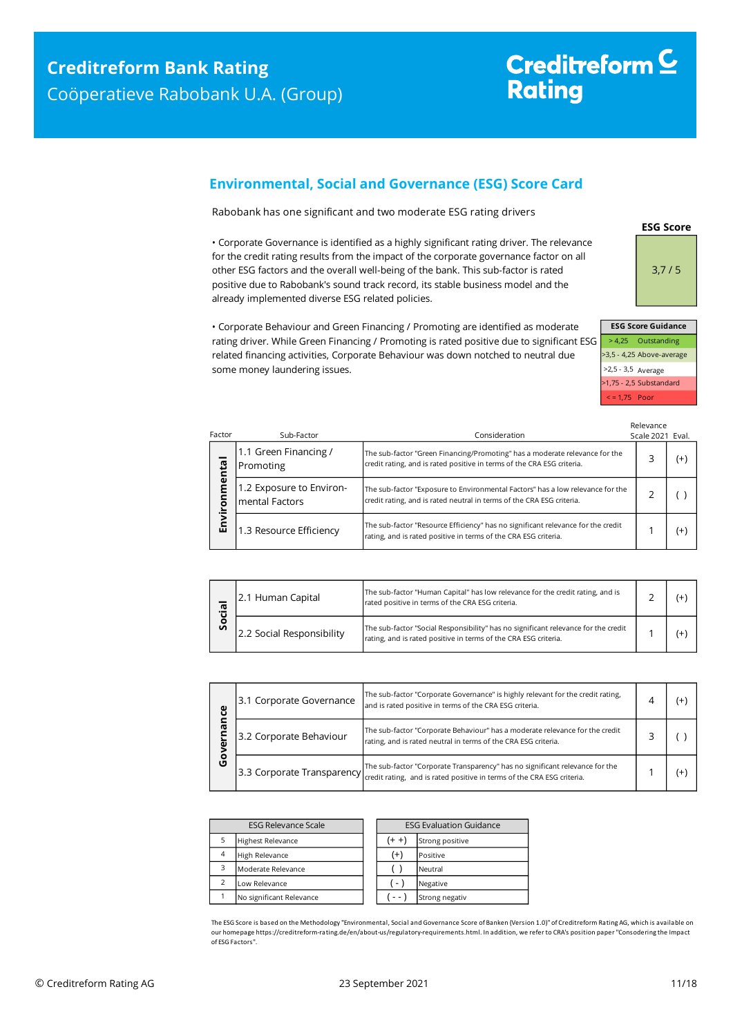## Environmental, Social and Governance (ESG) Score Card

Rabobank has one significant and two moderate ESG rating drivers

- Corporate Governance is identified as a highly significant rating driver. The relevance for the credit rating results from the impact of the corporate governance factor on all other ESG factors and the overall well-being of the bank. This sub-factor is rated positive due to Rabobank's sound track record, its stable business model and the already implemented diverse ESG related policies.

- Corporate Behaviour and Green Financing / Promoting are identified as moderate rating driver. While Green Financing / Promoting is rated positive due to significant ESG related financing activities, Corporate Behaviour was down notched to neutral due some money laundering issues.

**ESG Score**

3,7 / 5

| ESG Score Guidance | |
|---|---|
| > 4,25 | Outstanding |
| >3,5 - 4,25 | Above-average |
| >2,5 - 3,5 | Average |
| >1,75 - 2,5 | Substandard |
| < = 1,75 | Poor |

| Factor | Sub-Factor | Consideration | Relevance Scale 2021 | Eval. |
|---|---|---|---|---|
| Environmental | 1.1 Green Financing / Promoting | The sub-factor "Green Financing/Promoting" has a moderate relevance for the credit rating, and is rated positive in terms of the CRA ESG criteria. | 3 | (+) |
| | 1.2 Exposure to Environmental Factors | The sub-factor "Exposure to Environmental Factors" has a low relevance for the credit rating, and is rated neutral in terms of the CRA ESG criteria. | 2 | ( ) |
| | 1.3 Resource Efficiency | The sub-factor "Resource Efficiency" has no significant relevance for the credit rating, and is rated positive in terms of the CRA ESG criteria. | 1 | (+) |

| Factor | Sub-Factor | Consideration | Relevance Scale 2021 | Eval. |
|---|---|---|---|---|
| Social | 2.1 Human Capital | The sub-factor "Human Capital" has low relevance for the credit rating, and is rated positive in terms of the CRA ESG criteria. | 2 | (+) |
| | 2.2 Social Responsibility | The sub-factor "Social Responsibility" has no significant relevance for the credit rating, and is rated positive in terms of the CRA ESG criteria. | 1 | (+) |

| Factor | Sub-Factor | Consideration | Relevance Scale 2021 | Eval. |
|---|---|---|---|---|
| Governance | 3.1 Corporate Governance | The sub-factor "Corporate Governance" is highly relevant for the credit rating, and is rated positive in terms of the CRA ESG criteria. | 4 | (+) |
| | 3.2 Corporate Behaviour | The sub-factor "Corporate Behaviour" has a moderate relevance for the credit rating, and is rated neutral in terms of the CRA ESG criteria. | 3 | ( ) |
| | 3.3 Corporate Transparency | The sub-factor "Corporate Transparency" has no significant relevance for the credit rating, and is rated positive in terms of the CRA ESG criteria. | 1 | (+) |

| ESG Relevance Scale | |
|---|---|
| 5 | Highest Relevance |
| 4 | High Relevance |
| 3 | Moderate Relevance |
| 2 | Low Relevance |
| 1 | No significant Relevance |

| ESG Evaluation Guidance | |
|---|---|
| (+ +) | Strong positive |
| (+) | Positive |
| ( ) | Neutral |
| ( - ) | Negative |
| ( - - ) | Strong negativ |

The ESG Score is based on the Methodology "Environmental, Social and Governance Score of Banken (Version 1.0)" of Creditreform Rating AG, which is available on our homepage https://creditreform-rating.de/en/about-us/regulatory-requirements.html. In addition, we refer to CRA's position paper "Consodering the Impact of ESG Factors".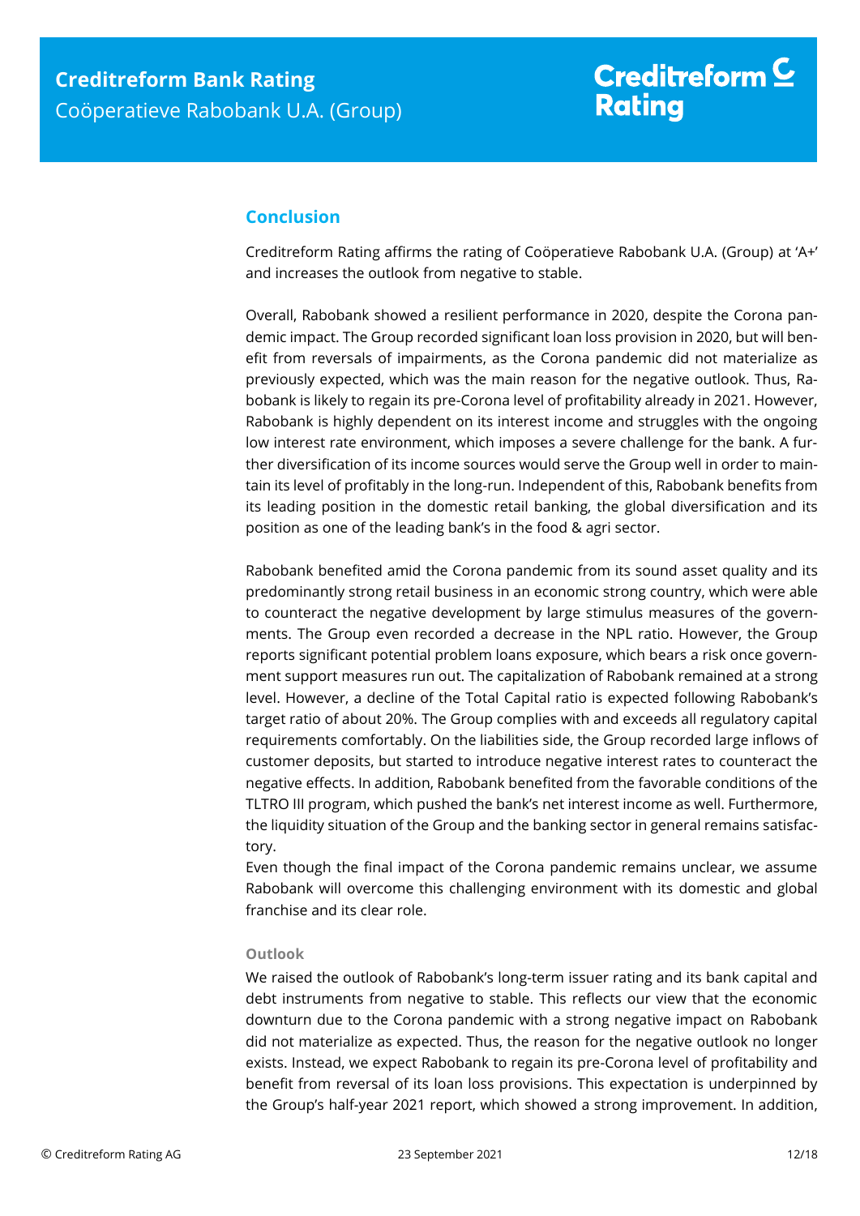## Conclusion

Creditreform Rating affirms the rating of Coöperatieve Rabobank U.A. (Group) at 'A+' and increases the outlook from negative to stable.

Overall, Rabobank showed a resilient performance in 2020, despite the Corona pandemic impact. The Group recorded significant loan loss provision in 2020, but will benefit from reversals of impairments, as the Corona pandemic did not materialize as previously expected, which was the main reason for the negative outlook. Thus, Rabobank is likely to regain its pre-Corona level of profitability already in 2021. However, Rabobank is highly dependent on its interest income and struggles with the ongoing low interest rate environment, which imposes a severe challenge for the bank. A further diversification of its income sources would serve the Group well in order to maintain its level of profitably in the long-run. Independent of this, Rabobank benefits from its leading position in the domestic retail banking, the global diversification and its position as one of the leading bank's in the food & agri sector.

Rabobank benefited amid the Corona pandemic from its sound asset quality and its predominantly strong retail business in an economic strong country, which were able to counteract the negative development by large stimulus measures of the governments. The Group even recorded a decrease in the NPL ratio. However, the Group reports significant potential problem loans exposure, which bears a risk once government support measures run out. The capitalization of Rabobank remained at a strong level. However, a decline of the Total Capital ratio is expected following Rabobank's target ratio of about 20%. The Group complies with and exceeds all regulatory capital requirements comfortably. On the liabilities side, the Group recorded large inflows of customer deposits, but started to introduce negative interest rates to counteract the negative effects. In addition, Rabobank benefited from the favorable conditions of the TLTRO III program, which pushed the bank's net interest income as well. Furthermore, the liquidity situation of the Group and the banking sector in general remains satisfactory.
Even though the final impact of the Corona pandemic remains unclear, we assume Rabobank will overcome this challenging environment with its domestic and global franchise and its clear role.

#### Outlook

We raised the outlook of Rabobank's long-term issuer rating and its bank capital and debt instruments from negative to stable. This reflects our view that the economic downturn due to the Corona pandemic with a strong negative impact on Rabobank did not materialize as expected. Thus, the reason for the negative outlook no longer exists. Instead, we expect Rabobank to regain its pre-Corona level of profitability and benefit from reversal of its loan loss provisions. This expectation is underpinned by the Group's half-year 2021 report, which showed a strong improvement. In addition,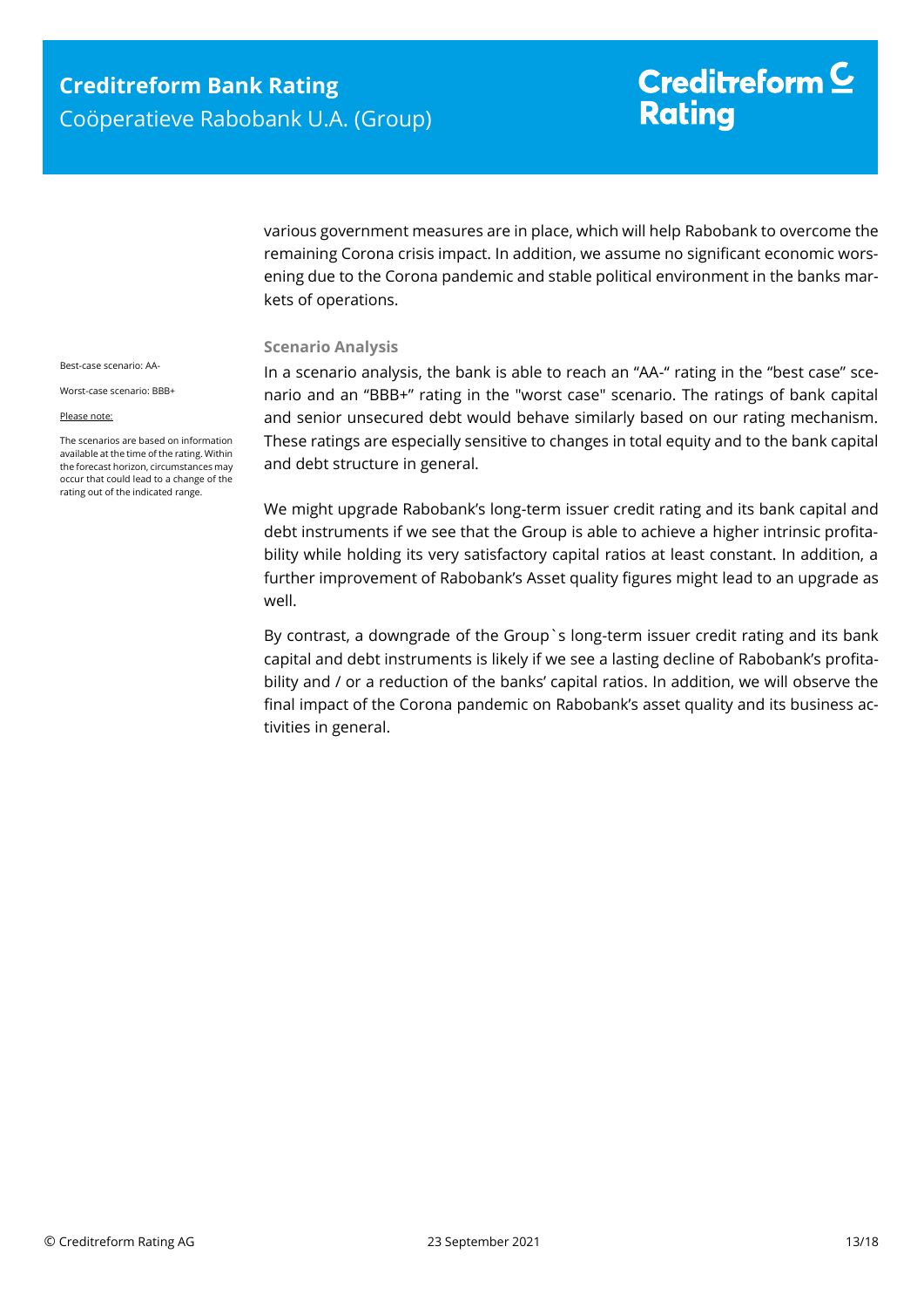various government measures are in place, which will help Rabobank to overcome the remaining Corona crisis impact. In addition, we assume no significant economic worsening due to the Corona pandemic and stable political environment in the banks markets of operations.

### Scenario Analysis

Best-case scenario: AA-

Worst-case scenario: BBB+

Please note:

The scenarios are based on information available at the time of the rating. Within the forecast horizon, circumstances may occur that could lead to a change of the rating out of the indicated range.

In a scenario analysis, the bank is able to reach an "AA-" rating in the "best case" scenario and an "BBB+" rating in the "worst case" scenario. The ratings of bank capital and senior unsecured debt would behave similarly based on our rating mechanism. These ratings are especially sensitive to changes in total equity and to the bank capital and debt structure in general.

We might upgrade Rabobank's long-term issuer credit rating and its bank capital and debt instruments if we see that the Group is able to achieve a higher intrinsic profitability while holding its very satisfactory capital ratios at least constant. In addition, a further improvement of Rabobank's Asset quality figures might lead to an upgrade as well.

By contrast, a downgrade of the Group`s long-term issuer credit rating and its bank capital and debt instruments is likely if we see a lasting decline of Rabobank's profitability and / or a reduction of the banks' capital ratios. In addition, we will observe the final impact of the Corona pandemic on Rabobank's asset quality and its business activities in general.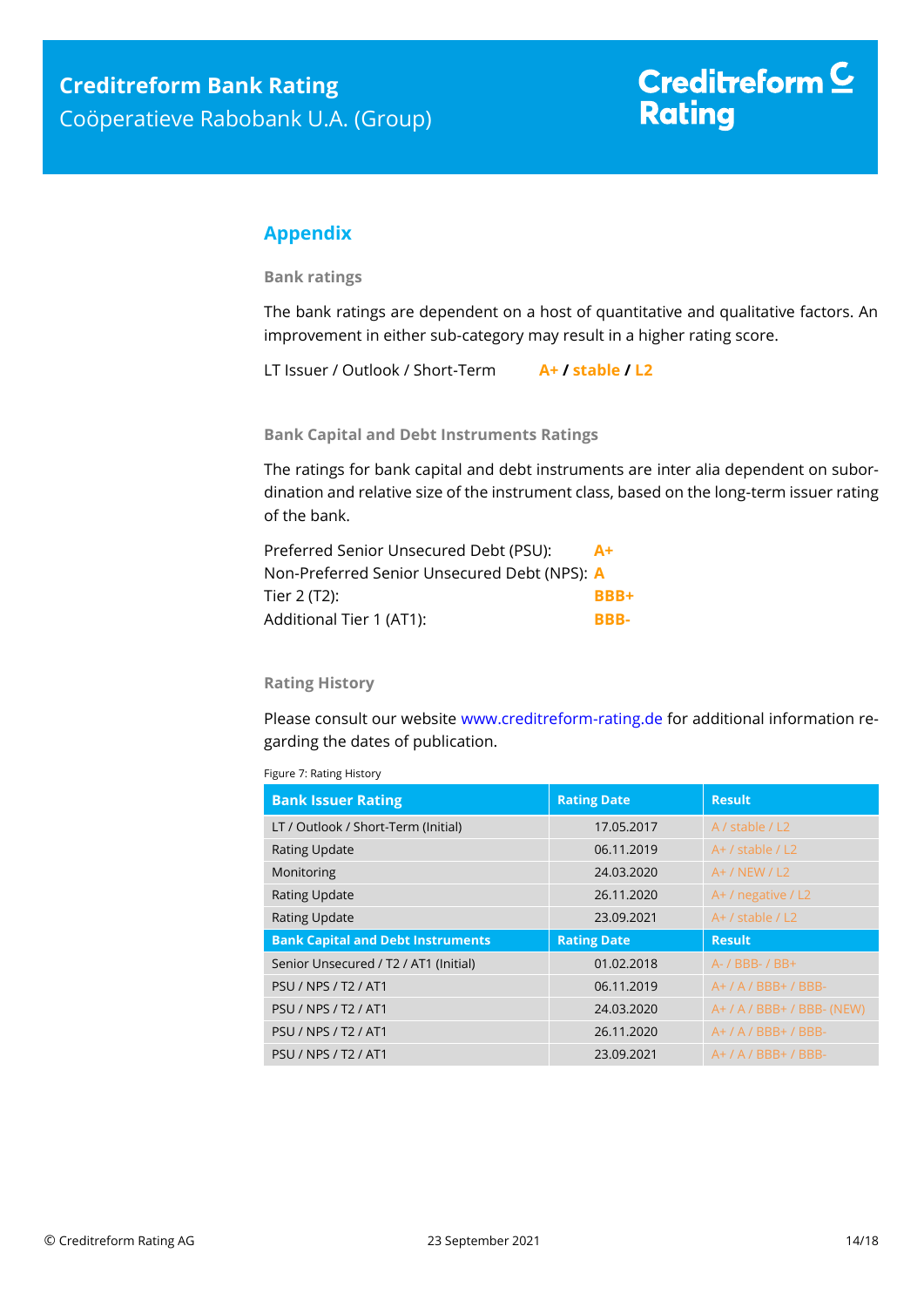## Appendix

### Bank ratings

The bank ratings are dependent on a host of quantitative and qualitative factors. An improvement in either sub-category may result in a higher rating score.

LT Issuer / Outlook / Short-Term **A+ / stable / L2**

### Bank Capital and Debt Instruments Ratings

The ratings for bank capital and debt instruments are inter alia dependent on subordination and relative size of the instrument class, based on the long-term issuer rating of the bank.

| | |
|---|---|
| Preferred Senior Unsecured Debt (PSU): | **A+** |
| Non-Preferred Senior Unsecured Debt (NPS): | **A** |
| Tier 2 (T2): | **BBB+** |
| Additional Tier 1 (AT1): | **BBB-** |

### Rating History

Please consult our website www.creditreform-rating.de for additional information regarding the dates of publication.

Figure 7: Rating History

| Bank Issuer Rating | Rating Date | Result |
|---|---|---|
| LT / Outlook / Short-Term (Initial) | 17.05.2017 | A / stable / L2 |
| Rating Update | 06.11.2019 | A+ / stable / L2 |
| Monitoring | 24.03.2020 | A+ / NEW / L2 |
| Rating Update | 26.11.2020 | A+ / negative / L2 |
| Rating Update | 23.09.2021 | A+ / stable / L2 |
| **Bank Capital and Debt Instruments** | **Rating Date** | **Result** |
| Senior Unsecured / T2 / AT1 (Initial) | 01.02.2018 | A- / BBB- / BB+ |
| PSU / NPS / T2 / AT1 | 06.11.2019 | A+ / A / BBB+ / BBB- |
| PSU / NPS / T2 / AT1 | 24.03.2020 | A+ / A / BBB+ / BBB- (NEW) |
| PSU / NPS / T2 / AT1 | 26.11.2020 | A+ / A / BBB+ / BBB- |
| PSU / NPS / T2 / AT1 | 23.09.2021 | A+ / A / BBB+ / BBB- |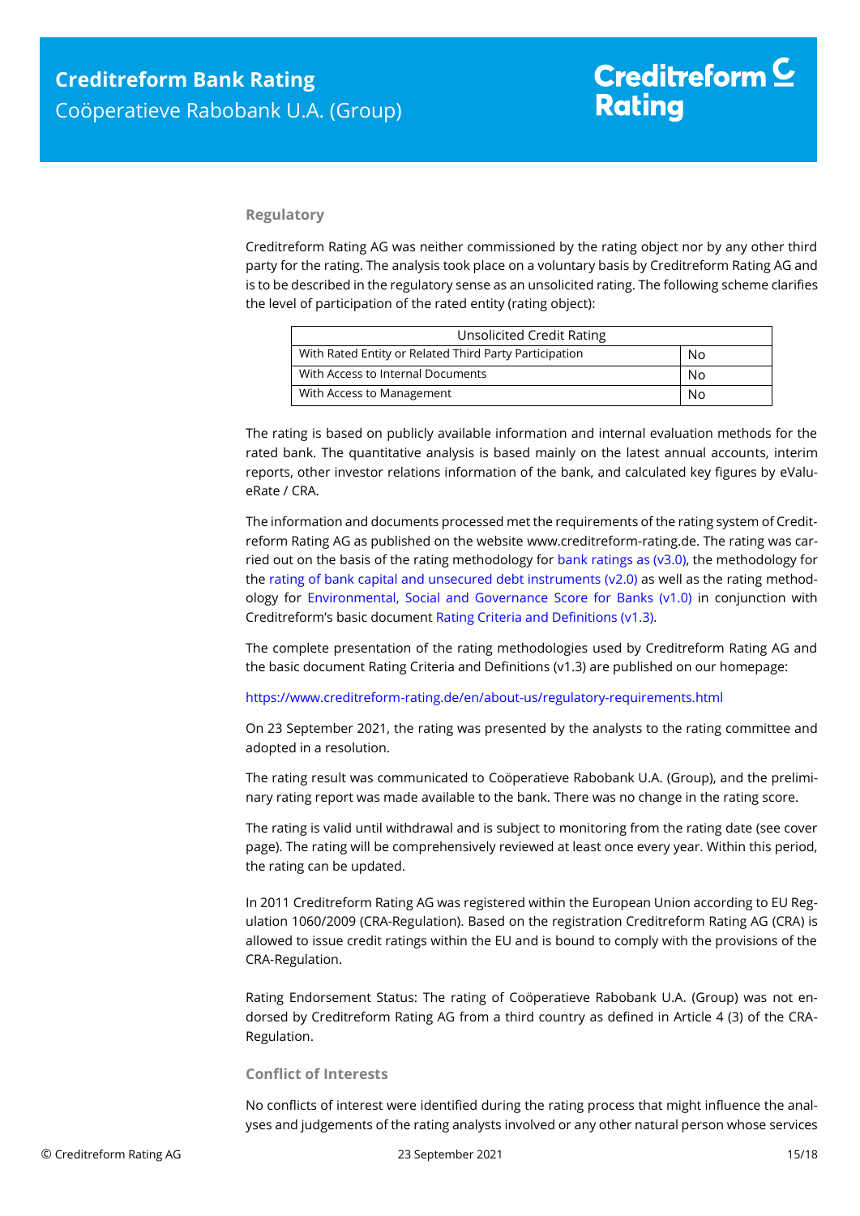### Regulatory

Creditreform Rating AG was neither commissioned by the rating object nor by any other third party for the rating. The analysis took place on a voluntary basis by Creditreform Rating AG and is to be described in the regulatory sense as an unsolicited rating. The following scheme clarifies the level of participation of the rated entity (rating object):

| Unsolicited Credit Rating | |
|---|---|
| With Rated Entity or Related Third Party Participation | No |
| With Access to Internal Documents | No |
| With Access to Management | No |

The rating is based on publicly available information and internal evaluation methods for the rated bank. The quantitative analysis is based mainly on the latest annual accounts, interim reports, other investor relations information of the bank, and calculated key figures by eValueRate / CRA.

The information and documents processed met the requirements of the rating system of Creditreform Rating AG as published on the website www.creditreform-rating.de. The rating was carried out on the basis of the rating methodology for bank ratings as (v3.0), the methodology for the rating of bank capital and unsecured debt instruments (v2.0) as well as the rating methodology for Environmental, Social and Governance Score for Banks (v1.0) in conjunction with Creditreform's basic document Rating Criteria and Definitions (v1.3).

The complete presentation of the rating methodologies used by Creditreform Rating AG and the basic document Rating Criteria and Definitions (v1.3) are published on our homepage:

https://www.creditreform-rating.de/en/about-us/regulatory-requirements.html

On 23 September 2021, the rating was presented by the analysts to the rating committee and adopted in a resolution.

The rating result was communicated to Coöperatieve Rabobank U.A. (Group), and the preliminary rating report was made available to the bank. There was no change in the rating score.

The rating is valid until withdrawal and is subject to monitoring from the rating date (see cover page). The rating will be comprehensively reviewed at least once every year. Within this period, the rating can be updated.

In 2011 Creditreform Rating AG was registered within the European Union according to EU Regulation 1060/2009 (CRA-Regulation). Based on the registration Creditreform Rating AG (CRA) is allowed to issue credit ratings within the EU and is bound to comply with the provisions of the CRA-Regulation.

Rating Endorsement Status: The rating of Coöperatieve Rabobank U.A. (Group) was not endorsed by Creditreform Rating AG from a third country as defined in Article 4 (3) of the CRA-Regulation.

### Conflict of Interests

No conflicts of interest were identified during the rating process that might influence the analyses and judgements of the rating analysts involved or any other natural person whose services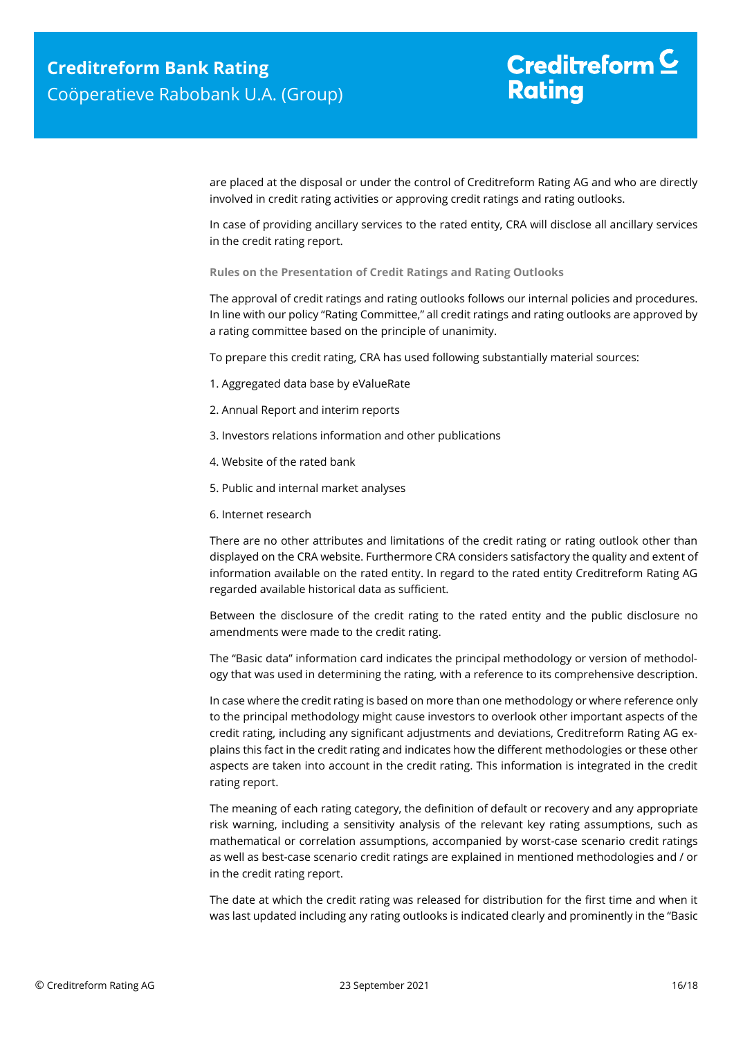are placed at the disposal or under the control of Creditreform Rating AG and who are directly involved in credit rating activities or approving credit ratings and rating outlooks.

In case of providing ancillary services to the rated entity, CRA will disclose all ancillary services in the credit rating report.

**Rules on the Presentation of Credit Ratings and Rating Outlooks**

The approval of credit ratings and rating outlooks follows our internal policies and procedures. In line with our policy "Rating Committee," all credit ratings and rating outlooks are approved by a rating committee based on the principle of unanimity.

To prepare this credit rating, CRA has used following substantially material sources:

1. Aggregated data base by eValueRate

2. Annual Report and interim reports

3. Investors relations information and other publications

4. Website of the rated bank

5. Public and internal market analyses

6. Internet research

There are no other attributes and limitations of the credit rating or rating outlook other than displayed on the CRA website. Furthermore CRA considers satisfactory the quality and extent of information available on the rated entity. In regard to the rated entity Creditreform Rating AG regarded available historical data as sufficient.

Between the disclosure of the credit rating to the rated entity and the public disclosure no amendments were made to the credit rating.

The "Basic data" information card indicates the principal methodology or version of methodology that was used in determining the rating, with a reference to its comprehensive description.

In case where the credit rating is based on more than one methodology or where reference only to the principal methodology might cause investors to overlook other important aspects of the credit rating, including any significant adjustments and deviations, Creditreform Rating AG explains this fact in the credit rating and indicates how the different methodologies or these other aspects are taken into account in the credit rating. This information is integrated in the credit rating report.

The meaning of each rating category, the definition of default or recovery and any appropriate risk warning, including a sensitivity analysis of the relevant key rating assumptions, such as mathematical or correlation assumptions, accompanied by worst-case scenario credit ratings as well as best-case scenario credit ratings are explained in mentioned methodologies and / or in the credit rating report.

The date at which the credit rating was released for distribution for the first time and when it was last updated including any rating outlooks is indicated clearly and prominently in the "Basic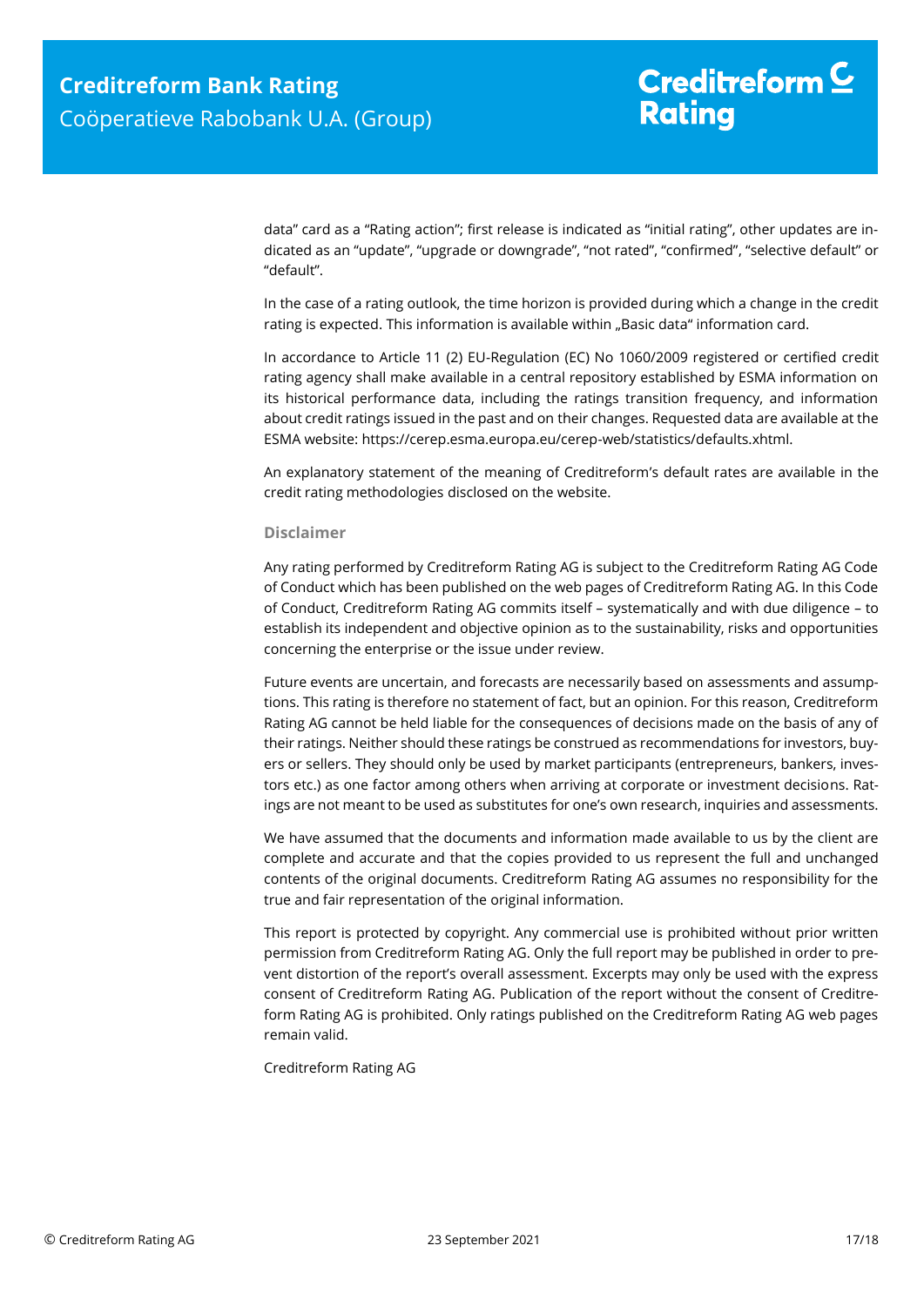data" card as a "Rating action"; first release is indicated as "initial rating", other updates are indicated as an "update", "upgrade or downgrade", "not rated", "confirmed", "selective default" or "default".

In the case of a rating outlook, the time horizon is provided during which a change in the credit rating is expected. This information is available within „Basic data" information card.

In accordance to Article 11 (2) EU-Regulation (EC) No 1060/2009 registered or certified credit rating agency shall make available in a central repository established by ESMA information on its historical performance data, including the ratings transition frequency, and information about credit ratings issued in the past and on their changes. Requested data are available at the ESMA website: https://cerep.esma.europa.eu/cerep-web/statistics/defaults.xhtml.

An explanatory statement of the meaning of Creditreform's default rates are available in the credit rating methodologies disclosed on the website.

### Disclaimer

Any rating performed by Creditreform Rating AG is subject to the Creditreform Rating AG Code of Conduct which has been published on the web pages of Creditreform Rating AG. In this Code of Conduct, Creditreform Rating AG commits itself – systematically and with due diligence – to establish its independent and objective opinion as to the sustainability, risks and opportunities concerning the enterprise or the issue under review.

Future events are uncertain, and forecasts are necessarily based on assessments and assumptions. This rating is therefore no statement of fact, but an opinion. For this reason, Creditreform Rating AG cannot be held liable for the consequences of decisions made on the basis of any of their ratings. Neither should these ratings be construed as recommendations for investors, buyers or sellers. They should only be used by market participants (entrepreneurs, bankers, investors etc.) as one factor among others when arriving at corporate or investment decisions. Ratings are not meant to be used as substitutes for one's own research, inquiries and assessments.

We have assumed that the documents and information made available to us by the client are complete and accurate and that the copies provided to us represent the full and unchanged contents of the original documents. Creditreform Rating AG assumes no responsibility for the true and fair representation of the original information.

This report is protected by copyright. Any commercial use is prohibited without prior written permission from Creditreform Rating AG. Only the full report may be published in order to prevent distortion of the report's overall assessment. Excerpts may only be used with the express consent of Creditreform Rating AG. Publication of the report without the consent of Creditreform Rating AG is prohibited. Only ratings published on the Creditreform Rating AG web pages remain valid.

Creditreform Rating AG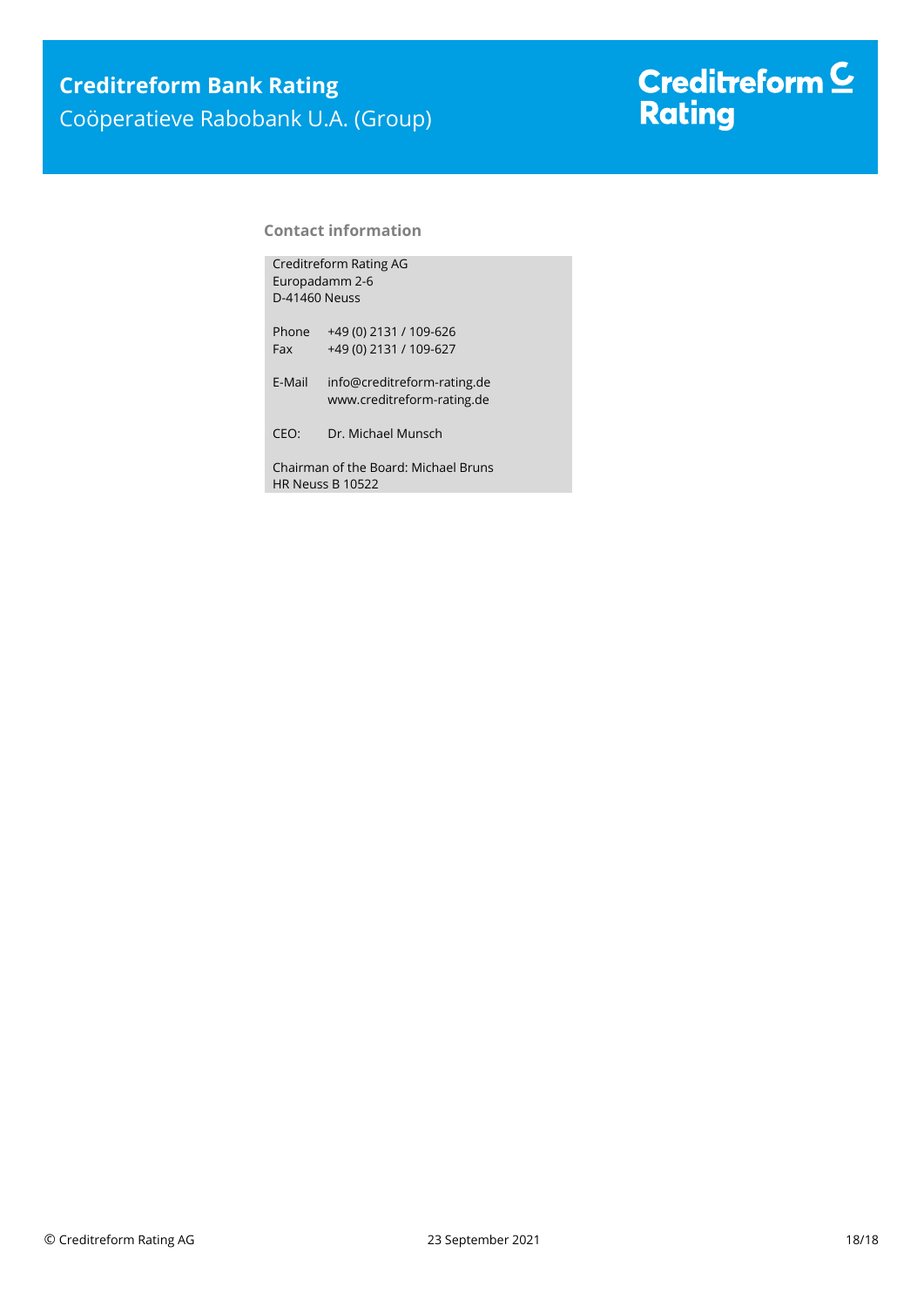## Contact information

Creditreform Rating AG
Europadamm 2-6
D-41460 Neuss

Phone +49 (0) 2131 / 109-626
Fax +49 (0) 2131 / 109-627

E-Mail info@creditreform-rating.de
www.creditreform-rating.de

CEO: Dr. Michael Munsch

Chairman of the Board: Michael Bruns
HR Neuss B 10522